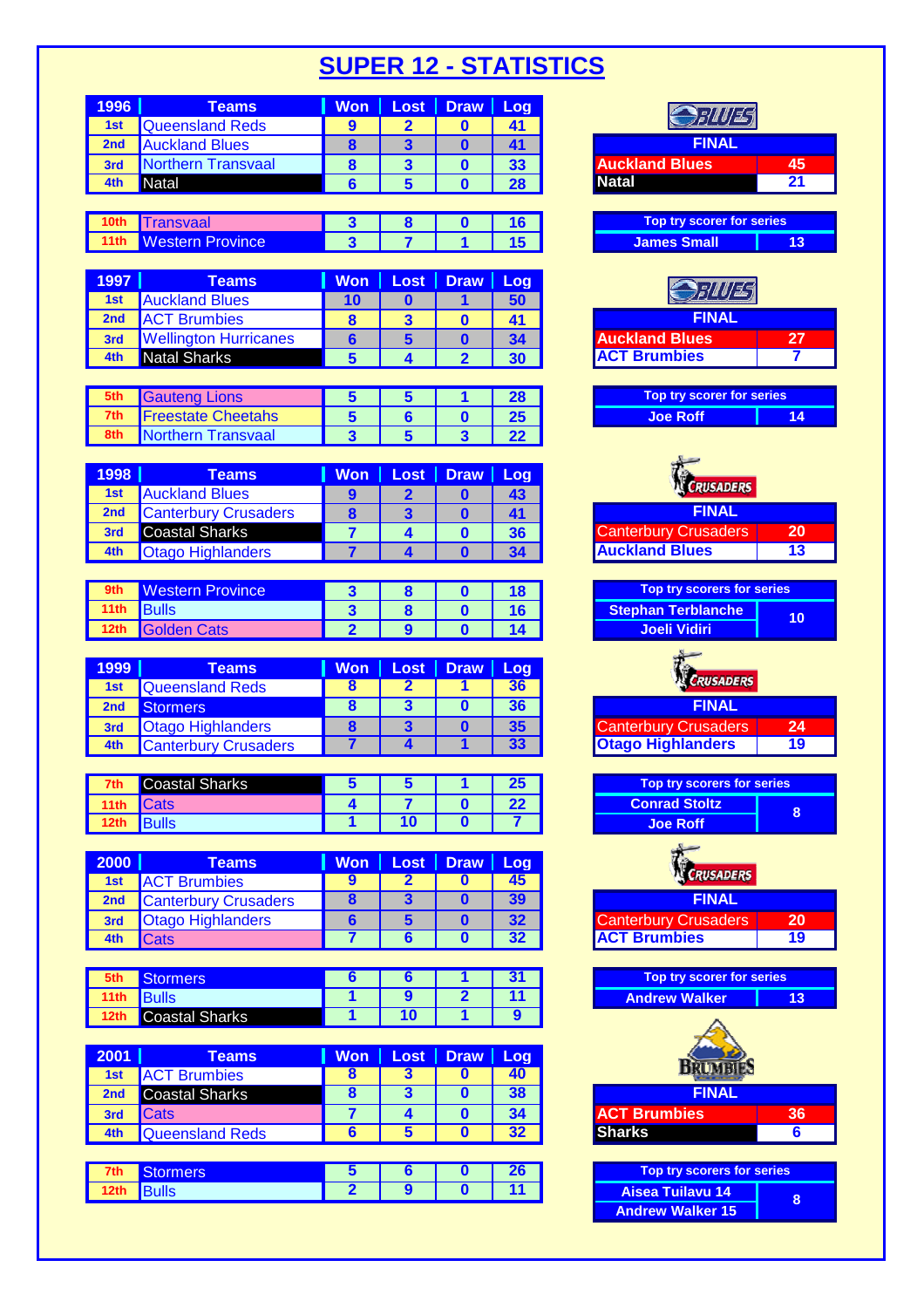# SUPER 12 - STATISTICS

| 1996 | Teams | Won | Lost | Draw | Log |
| --- | --- | --- | --- | --- | --- |
| 1st | Queensland Reds | 9 | 2 | 0 | 41 |
| 2nd | Auckland Blues | 8 | 3 | 0 | 41 |
| 3rd | Northern Transvaal | 8 | 3 | 0 | 33 |
| 4th | Natal | 6 | 5 | 0 | 28 |
| 10th | Transvaal | 3 | 8 | 0 | 16 |
| 11th | Western Province | 3 | 7 | 1 | 15 |

| FINAL | |
| --- | --- |
| Auckland Blues | 45 |
| Natal | 21 |

| Top try scorer for series | |
| --- | --- |
| James Small | 13 |

| 1997 | Teams | Won | Lost | Draw | Log |
| --- | --- | --- | --- | --- | --- |
| 1st | Auckland Blues | 10 | 0 | 1 | 50 |
| 2nd | ACT Brumbies | 8 | 3 | 0 | 41 |
| 3rd | Wellington Hurricanes | 6 | 5 | 0 | 34 |
| 4th | Natal Sharks | 5 | 4 | 2 | 30 |
| 5th | Gauteng Lions | 5 | 5 | 1 | 28 |
| 7th | Freestate Cheetahs | 5 | 6 | 0 | 25 |
| 8th | Northern Transvaal | 3 | 5 | 3 | 22 |

| FINAL | |
| --- | --- |
| Auckland Blues | 27 |
| ACT Brumbies | 7 |

| Top try scorer for series | |
| --- | --- |
| Joe Roff | 14 |

| 1998 | Teams | Won | Lost | Draw | Log |
| --- | --- | --- | --- | --- | --- |
| 1st | Auckland Blues | 9 | 2 | 0 | 43 |
| 2nd | Canterbury Crusaders | 8 | 3 | 0 | 41 |
| 3rd | Coastal Sharks | 7 | 4 | 0 | 36 |
| 4th | Otago Highlanders | 7 | 4 | 0 | 34 |
| 9th | Western Province | 3 | 8 | 0 | 18 |
| 11th | Bulls | 3 | 8 | 0 | 16 |
| 12th | Golden Cats | 2 | 9 | 0 | 14 |

| FINAL | |
| --- | --- |
| Canterbury Crusaders | 20 |
| Auckland Blues | 13 |

| Top try scorers for series | |
| --- | --- |
| Stephan Terblanche | 10 |
| Joeli Vidiri | |

| 1999 | Teams | Won | Lost | Draw | Log |
| --- | --- | --- | --- | --- | --- |
| 1st | Queensland Reds | 8 | 2 | 1 | 36 |
| 2nd | Stormers | 8 | 3 | 0 | 36 |
| 3rd | Otago Highlanders | 8 | 3 | 0 | 35 |
| 4th | Canterbury Crusaders | 7 | 4 | 1 | 33 |
| 7th | Coastal Sharks | 5 | 5 | 1 | 25 |
| 11th | Cats | 4 | 7 | 0 | 22 |
| 12th | Bulls | 1 | 10 | 0 | 7 |

| FINAL | |
| --- | --- |
| Canterbury Crusaders | 24 |
| Otago Highlanders | 19 |

| Top try scorers for series | |
| --- | --- |
| Conrad Stoltz | 8 |
| Joe Roff | |

| 2000 | Teams | Won | Lost | Draw | Log |
| --- | --- | --- | --- | --- | --- |
| 1st | ACT Brumbies | 9 | 2 | 0 | 45 |
| 2nd | Canterbury Crusaders | 8 | 3 | 0 | 39 |
| 3rd | Otago Highlanders | 6 | 5 | 0 | 32 |
| 4th | Cats | 7 | 6 | 0 | 32 |
| 5th | Stormers | 6 | 6 | 1 | 31 |
| 11th | Bulls | 1 | 9 | 2 | 11 |
| 12th | Coastal Sharks | 1 | 10 | 1 | 9 |

| FINAL | |
| --- | --- |
| Canterbury Crusaders | 20 |
| ACT Brumbies | 19 |

| Top try scorer for series | |
| --- | --- |
| Andrew Walker | 13 |

| 2001 | Teams | Won | Lost | Draw | Log |
| --- | --- | --- | --- | --- | --- |
| 1st | ACT Brumbies | 8 | 3 | 0 | 40 |
| 2nd | Coastal Sharks | 8 | 3 | 0 | 38 |
| 3rd | Cats | 7 | 4 | 0 | 34 |
| 4th | Queensland Reds | 6 | 5 | 0 | 32 |
| 7th | Stormers | 5 | 6 | 0 | 26 |
| 12th | Bulls | 2 | 9 | 0 | 11 |

| FINAL | |
| --- | --- |
| ACT Brumbies | 36 |
| Sharks | 6 |

| Top try scorers for series | |
| --- | --- |
| Aisea Tuilavu 14 | 8 |
| Andrew Walker 15 | |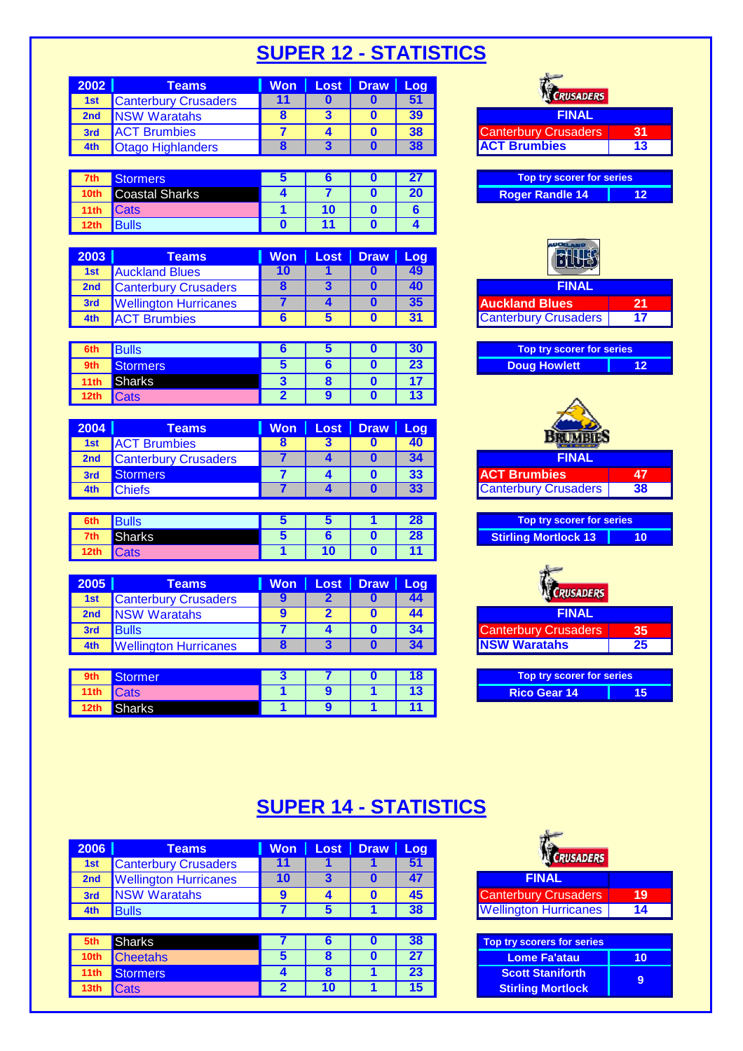# SUPER 12 - STATISTICS

| 2002 | Teams | Won | Lost | Draw | Log |
|---|---|---|---|---|---|
| 1st | Canterbury Crusaders | 11 | 0 | 0 | 51 |
| 2nd | NSW Waratahs | 8 | 3 | 0 | 39 |
| 3rd | ACT Brumbies | 7 | 4 | 0 | 38 |
| 4th | Otago Highlanders | 8 | 3 | 0 | 38 |
| 7th | Stormers | 5 | 6 | 0 | 27 |
| 10th | Coastal Sharks | 4 | 7 | 0 | 20 |
| 11th | Cats | 1 | 10 | 0 | 6 |
| 12th | Bulls | 0 | 11 | 0 | 4 |

| FINAL | |
|---|---|
| Canterbury Crusaders | 31 |
| ACT Brumbies | 13 |

| Top try scorer for series | |
|---|---|
| Roger Randle 14 | 12 |

| 2003 | Teams | Won | Lost | Draw | Log |
|---|---|---|---|---|---|
| 1st | Auckland Blues | 10 | 1 | 0 | 49 |
| 2nd | Canterbury Crusaders | 8 | 3 | 0 | 40 |
| 3rd | Wellington Hurricanes | 7 | 4 | 0 | 35 |
| 4th | ACT Brumbies | 6 | 5 | 0 | 31 |
| 6th | Bulls | 6 | 5 | 0 | 30 |
| 9th | Stormers | 5 | 6 | 0 | 23 |
| 11th | Sharks | 3 | 8 | 0 | 17 |
| 12th | Cats | 2 | 9 | 0 | 13 |

| FINAL | |
|---|---|
| Auckland Blues | 21 |
| Canterbury Crusaders | 17 |

| Top try scorer for series | |
|---|---|
| Doug Howlett | 12 |

| 2004 | Teams | Won | Lost | Draw | Log |
|---|---|---|---|---|---|
| 1st | ACT Brumbies | 8 | 3 | 0 | 40 |
| 2nd | Canterbury Crusaders | 7 | 4 | 0 | 34 |
| 3rd | Stormers | 7 | 4 | 0 | 33 |
| 4th | Chiefs | 7 | 4 | 0 | 33 |
| 6th | Bulls | 5 | 5 | 1 | 28 |
| 7th | Sharks | 5 | 6 | 0 | 28 |
| 12th | Cats | 1 | 10 | 0 | 11 |

| FINAL | |
|---|---|
| ACT Brumbies | 47 |
| Canterbury Crusaders | 38 |

| Top try scorer for series | |
|---|---|
| Stirling Mortlock 13 | 10 |

| 2005 | Teams | Won | Lost | Draw | Log |
|---|---|---|---|---|---|
| 1st | Canterbury Crusaders | 9 | 2 | 0 | 44 |
| 2nd | NSW Waratahs | 9 | 2 | 0 | 44 |
| 3rd | Bulls | 7 | 4 | 0 | 34 |
| 4th | Wellington Hurricanes | 8 | 3 | 0 | 34 |
| 9th | Stormer | 3 | 7 | 0 | 18 |
| 11th | Cats | 1 | 9 | 1 | 13 |
| 12th | Sharks | 1 | 9 | 1 | 11 |

| FINAL | |
|---|---|
| Canterbury Crusaders | 35 |
| NSW Waratahs | 25 |

| Top try scorer for series | |
|---|---|
| Rico Gear 14 | 15 |

# SUPER 14 - STATISTICS

| 2006 | Teams | Won | Lost | Draw | Log |
|---|---|---|---|---|---|
| 1st | Canterbury Crusaders | 11 | 1 | 1 | 51 |
| 2nd | Wellington Hurricanes | 10 | 3 | 0 | 47 |
| 3rd | NSW Waratahs | 9 | 4 | 0 | 45 |
| 4th | Bulls | 7 | 5 | 1 | 38 |
| 5th | Sharks | 7 | 6 | 0 | 38 |
| 10th | Cheetahs | 5 | 8 | 0 | 27 |
| 11th | Stormers | 4 | 8 | 1 | 23 |
| 13th | Cats | 2 | 10 | 1 | 15 |

| FINAL | |
|---|---|
| Canterbury Crusaders | 19 |
| Wellington Hurricanes | 14 |

| Top try scorers for series | |
|---|---|
| Lome Fa'atau | 10 |
| Scott Staniforth<br>Stirling Mortlock | 9 |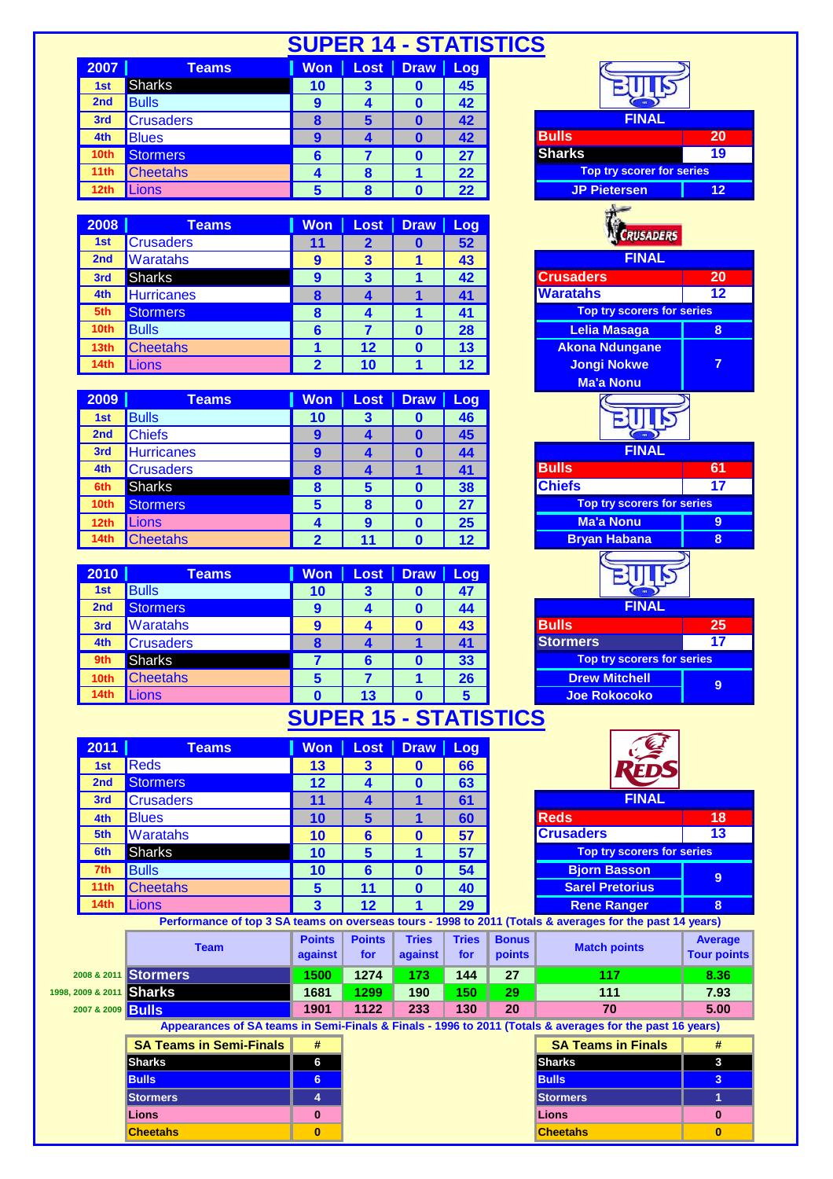# SUPER 14 - STATISTICS

| 2007 | Teams | Won | Lost | Draw | Log |
|---|---|---|---|---|---|
| 1st | Sharks | 10 | 3 | 0 | 45 |
| 2nd | Bulls | 9 | 4 | 0 | 42 |
| 3rd | Crusaders | 8 | 5 | 0 | 42 |
| 4th | Blues | 9 | 4 | 0 | 42 |
| 10th | Stormers | 6 | 7 | 0 | 27 |
| 11th | Cheetahs | 4 | 8 | 1 | 22 |
| 12th | Lions | 5 | 8 | 0 | 22 |

| FINAL | |
|---|---|
| Bulls | 20 |
| Sharks | 19 |
| Top try scorer for series | |
| JP Pietersen | 12 |

| 2008 | Teams | Won | Lost | Draw | Log |
|---|---|---|---|---|---|
| 1st | Crusaders | 11 | 2 | 0 | 52 |
| 2nd | Waratahs | 9 | 3 | 1 | 43 |
| 3rd | Sharks | 9 | 3 | 1 | 42 |
| 4th | Hurricanes | 8 | 4 | 1 | 41 |
| 5th | Stormers | 8 | 4 | 1 | 41 |
| 10th | Bulls | 6 | 7 | 0 | 28 |
| 13th | Cheetahs | 1 | 12 | 0 | 13 |
| 14th | Lions | 2 | 10 | 1 | 12 |

| FINAL | |
|---|---|
| Crusaders | 20 |
| Waratahs | 12 |
| Top try scorers for series | |
| Lelia Masaga | 8 |
| Akona Ndungane, Jongi Nokwe, Ma'a Nonu | 7 |

| 2009 | Teams | Won | Lost | Draw | Log |
|---|---|---|---|---|---|
| 1st | Bulls | 10 | 3 | 0 | 46 |
| 2nd | Chiefs | 9 | 4 | 0 | 45 |
| 3rd | Hurricanes | 9 | 4 | 0 | 44 |
| 4th | Crusaders | 8 | 4 | 1 | 41 |
| 6th | Sharks | 8 | 5 | 0 | 38 |
| 10th | Stormers | 5 | 8 | 0 | 27 |
| 12th | Lions | 4 | 9 | 0 | 25 |
| 14th | Cheetahs | 2 | 11 | 0 | 12 |

| FINAL | |
|---|---|
| Bulls | 61 |
| Chiefs | 17 |
| Top try scorers for series | |
| Ma'a Nonu | 9 |
| Bryan Habana | 8 |

| 2010 | Teams | Won | Lost | Draw | Log |
|---|---|---|---|---|---|
| 1st | Bulls | 10 | 3 | 0 | 47 |
| 2nd | Stormers | 9 | 4 | 0 | 44 |
| 3rd | Waratahs | 9 | 4 | 0 | 43 |
| 4th | Crusaders | 8 | 4 | 1 | 41 |
| 9th | Sharks | 7 | 6 | 0 | 33 |
| 10th | Cheetahs | 5 | 7 | 1 | 26 |
| 14th | Lions | 0 | 13 | 0 | 5 |

| FINAL | |
|---|---|
| Bulls | 25 |
| Stormers | 17 |
| Top try scorers for series | |
| Drew Mitchell, Joe Rokocoko | 9 |

# SUPER 15 - STATISTICS

| 2011 | Teams | Won | Lost | Draw | Log |
|---|---|---|---|---|---|
| 1st | Reds | 13 | 3 | 0 | 66 |
| 2nd | Stormers | 12 | 4 | 0 | 63 |
| 3rd | Crusaders | 11 | 4 | 1 | 61 |
| 4th | Blues | 10 | 5 | 1 | 60 |
| 5th | Waratahs | 10 | 6 | 0 | 57 |
| 6th | Sharks | 10 | 5 | 1 | 57 |
| 7th | Bulls | 10 | 6 | 0 | 54 |
| 11th | Cheetahs | 5 | 11 | 0 | 40 |
| 14th | Lions | 3 | 12 | 1 | 29 |

| FINAL | |
|---|---|
| Reds | 18 |
| Crusaders | 13 |
| Top try scorers for series | |
| Bjorn Basson, Sarel Pretorius | 9 |
| Rene Ranger | 8 |

**Performance of top 3 SA teams on overseas tours - 1998 to 2011 (Totals & averages for the past 14 years)**

| | Team | Points against | Points for | Tries against | Tries for | Bonus points | Match points | Average Tour points |
|---|---|---|---|---|---|---|---|---|
| 2008 & 2011 | Stormers | 1500 | 1274 | 173 | 144 | 27 | 117 | 8.36 |
| 1998, 2009 & 2011 | Sharks | 1681 | 1299 | 190 | 150 | 29 | 111 | 7.93 |
| 2007 & 2009 | Bulls | 1901 | 1122 | 233 | 130 | 20 | 70 | 5.00 |

**Appearances of SA teams in Semi-Finals & Finals - 1996 to 2011 (Totals & averages for the past 16 years)**

| SA Teams in Semi-Finals | # |
|---|---|
| Sharks | 6 |
| Bulls | 6 |
| Stormers | 4 |
| Lions | 0 |
| Cheetahs | 0 |

| SA Teams in Finals | # |
|---|---|
| Sharks | 3 |
| Bulls | 3 |
| Stormers | 1 |
| Lions | 0 |
| Cheetahs | 0 |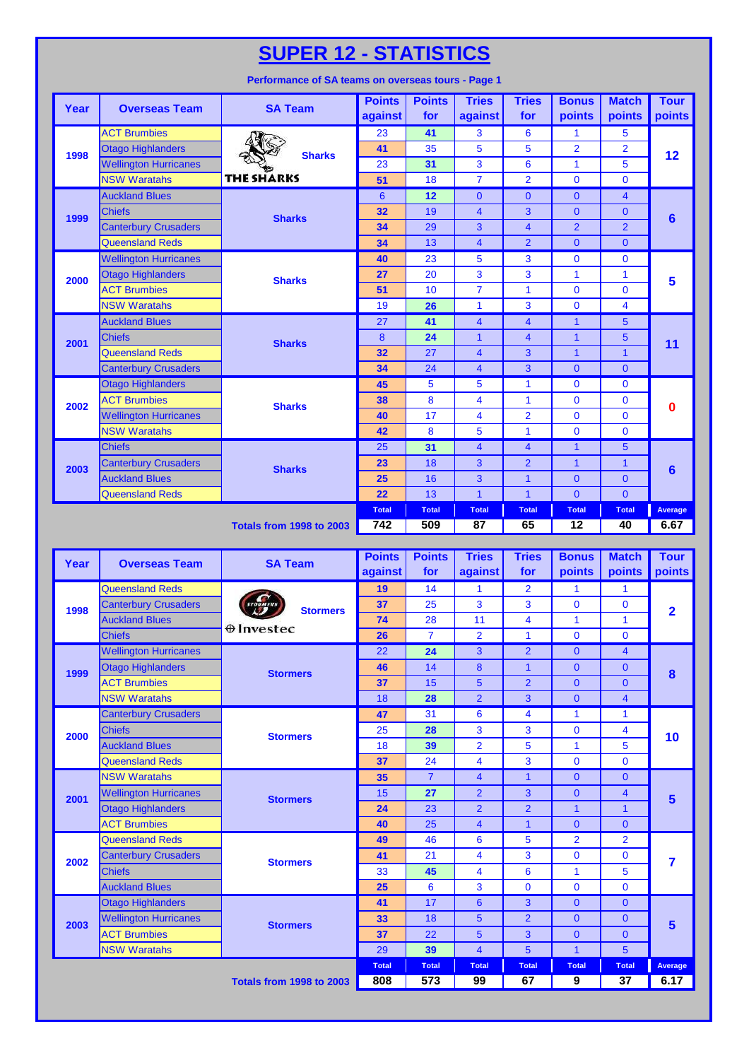# SUPER 12 - STATISTICS

**Performance of SA teams on overseas tours - Page 1**

| Year | Overseas Team | SA Team | Points against | Points for | Tries against | Tries for | Bonus points | Match points | Tour points |
|---|---|---|---|---|---|---|---|---|---|
| 1998 | ACT Brumbies | Sharks | 23 | 41 | 3 | 6 | 1 | 5 | 12 |
| | Otago Highlanders | | 41 | 35 | 5 | 5 | 2 | 2 | |
| | Wellington Hurricanes | | 23 | 31 | 3 | 6 | 1 | 5 | |
| | NSW Waratahs | | 51 | 18 | 7 | 2 | 0 | 0 | |
| 1999 | Auckland Blues | Sharks | 6 | 12 | 0 | 0 | 0 | 4 | 6 |
| | Chiefs | | 32 | 19 | 4 | 3 | 0 | 0 | |
| | Canterbury Crusaders | | 34 | 29 | 3 | 4 | 2 | 2 | |
| | Queensland Reds | | 34 | 13 | 4 | 2 | 0 | 0 | |
| 2000 | Wellington Hurricanes | Sharks | 40 | 23 | 5 | 3 | 0 | 0 | 5 |
| | Otago Highlanders | | 27 | 20 | 3 | 3 | 1 | 1 | |
| | ACT Brumbies | | 51 | 10 | 7 | 1 | 0 | 0 | |
| | NSW Waratahs | | 19 | 26 | 1 | 3 | 0 | 4 | |
| 2001 | Auckland Blues | Sharks | 27 | 41 | 4 | 4 | 1 | 5 | 11 |
| | Chiefs | | 8 | 24 | 1 | 4 | 1 | 5 | |
| | Queensland Reds | | 32 | 27 | 4 | 3 | 1 | 1 | |
| | Canterbury Crusaders | | 34 | 24 | 4 | 3 | 0 | 0 | |
| 2002 | Otago Highlanders | Sharks | 45 | 5 | 5 | 1 | 0 | 0 | 0 |
| | ACT Brumbies | | 38 | 8 | 4 | 1 | 0 | 0 | |
| | Wellington Hurricanes | | 40 | 17 | 4 | 2 | 0 | 0 | |
| | NSW Waratahs | | 42 | 8 | 5 | 1 | 0 | 0 | |
| 2003 | Chiefs | Sharks | 25 | 31 | 4 | 4 | 1 | 5 | 6 |
| | Canterbury Crusaders | | 23 | 18 | 3 | 2 | 1 | 1 | |
| | Auckland Blues | | 25 | 16 | 3 | 1 | 0 | 0 | |
| | Queensland Reds | | 22 | 13 | 1 | 1 | 0 | 0 | |
| | | | Total | Total | Total | Total | Total | Total | Average |
| | | Totals from 1998 to 2003 | 742 | 509 | 87 | 65 | 12 | 40 | 6.67 |

| Year | Overseas Team | SA Team | Points against | Points for | Tries against | Tries for | Bonus points | Match points | Tour points |
|---|---|---|---|---|---|---|---|---|---|
| 1998 | Queensland Reds | Stormers | 19 | 14 | 1 | 2 | 1 | 1 | 2 |
| | Canterbury Crusaders | | 37 | 25 | 3 | 3 | 0 | 0 | |
| | Auckland Blues | | 74 | 28 | 11 | 4 | 1 | 1 | |
| | Chiefs | | 26 | 7 | 2 | 1 | 0 | 0 | |
| 1999 | Wellington Hurricanes | Stormers | 22 | 24 | 3 | 2 | 0 | 4 | 8 |
| | Otago Highlanders | | 46 | 14 | 8 | 1 | 0 | 0 | |
| | ACT Brumbies | | 37 | 15 | 5 | 2 | 0 | 0 | |
| | NSW Waratahs | | 18 | 28 | 2 | 3 | 0 | 4 | |
| 2000 | Canterbury Crusaders | Stormers | 47 | 31 | 6 | 4 | 1 | 1 | 10 |
| | Chiefs | | 25 | 28 | 3 | 3 | 0 | 4 | |
| | Auckland Blues | | 18 | 39 | 2 | 5 | 1 | 5 | |
| | Queensland Reds | | 37 | 24 | 4 | 3 | 0 | 0 | |
| 2001 | NSW Waratahs | Stormers | 35 | 7 | 4 | 1 | 0 | 0 | 5 |
| | Wellington Hurricanes | | 15 | 27 | 2 | 3 | 0 | 4 | |
| | Otago Highlanders | | 24 | 23 | 2 | 2 | 1 | 1 | |
| | ACT Brumbies | | 40 | 25 | 4 | 1 | 0 | 0 | |
| 2002 | Queensland Reds | Stormers | 49 | 46 | 6 | 5 | 2 | 2 | 7 |
| | Canterbury Crusaders | | 41 | 21 | 4 | 3 | 0 | 0 | |
| | Chiefs | | 33 | 45 | 4 | 6 | 1 | 5 | |
| | Auckland Blues | | 25 | 6 | 3 | 0 | 0 | 0 | |
| 2003 | Otago Highlanders | Stormers | 41 | 17 | 6 | 3 | 0 | 0 | 5 |
| | Wellington Hurricanes | | 33 | 18 | 5 | 2 | 0 | 0 | |
| | ACT Brumbies | | 37 | 22 | 5 | 3 | 0 | 0 | |
| | NSW Waratahs | | 29 | 39 | 4 | 5 | 1 | 5 | |
| | | | Total | Total | Total | Total | Total | Total | Average |
| | | Totals from 1998 to 2003 | 808 | 573 | 99 | 67 | 9 | 37 | 6.17 |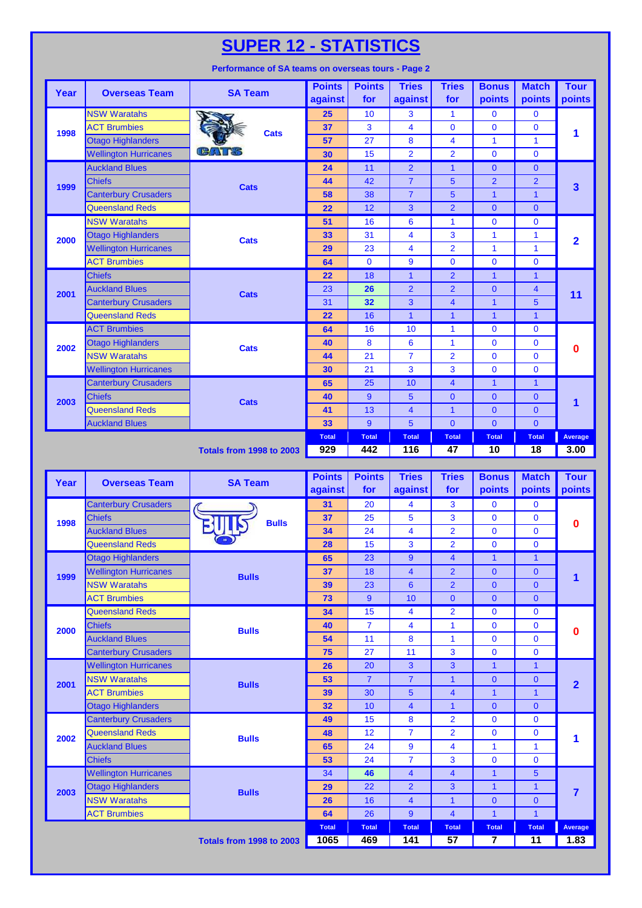# SUPER 12 - STATISTICS

**Performance of SA teams on overseas tours - Page 2**

| Year | Overseas Team | SA Team | Points against | Points for | Tries against | Tries for | Bonus points | Match points | Tour points |
|---|---|---|---|---|---|---|---|---|---|
| 1998 | NSW Waratahs | Cats | 25 | 10 | 3 | 1 | 0 | 0 | 1 |
| | ACT Brumbies | | 37 | 3 | 4 | 0 | 0 | 0 | |
| | Otago Highlanders | | 57 | 27 | 8 | 4 | 1 | 1 | |
| | Wellington Hurricanes | | 30 | 15 | 2 | 2 | 0 | 0 | |
| 1999 | Auckland Blues | Cats | 24 | 11 | 2 | 1 | 0 | 0 | 3 |
| | Chiefs | | 44 | 42 | 7 | 5 | 2 | 2 | |
| | Canterbury Crusaders | | 58 | 38 | 7 | 5 | 1 | 1 | |
| | Queensland Reds | | 22 | 12 | 3 | 2 | 0 | 0 | |
| 2000 | NSW Waratahs | Cats | 51 | 16 | 6 | 1 | 0 | 0 | 2 |
| | Otago Highlanders | | 33 | 31 | 4 | 3 | 1 | 1 | |
| | Wellington Hurricanes | | 29 | 23 | 4 | 2 | 1 | 1 | |
| | ACT Brumbies | | 64 | 0 | 9 | 0 | 0 | 0 | |
| 2001 | Chiefs | Cats | 22 | 18 | 1 | 2 | 1 | 1 | 11 |
| | Auckland Blues | | 23 | 26 | 2 | 2 | 0 | 4 | |
| | Canterbury Crusaders | | 31 | 32 | 3 | 4 | 1 | 5 | |
| | Queensland Reds | | 22 | 16 | 1 | 1 | 1 | 1 | |
| 2002 | ACT Brumbies | Cats | 64 | 16 | 10 | 1 | 0 | 0 | 0 |
| | Otago Highlanders | | 40 | 8 | 6 | 1 | 0 | 0 | |
| | NSW Waratahs | | 44 | 21 | 7 | 2 | 0 | 0 | |
| | Wellington Hurricanes | | 30 | 21 | 3 | 3 | 0 | 0 | |
| 2003 | Canterbury Crusaders | Cats | 65 | 25 | 10 | 4 | 1 | 1 | 1 |
| | Chiefs | | 40 | 9 | 5 | 0 | 0 | 0 | |
| | Queensland Reds | | 41 | 13 | 4 | 1 | 0 | 0 | |
| | Auckland Blues | | 33 | 9 | 5 | 0 | 0 | 0 | |
| | | | Total | Total | Total | Total | Total | Total | Average |
| | | Totals from 1998 to 2003 | 929 | 442 | 116 | 47 | 10 | 18 | 3.00 |

| Year | Overseas Team | SA Team | Points against | Points for | Tries against | Tries for | Bonus points | Match points | Tour points |
|---|---|---|---|---|---|---|---|---|---|
| 1998 | Canterbury Crusaders | Bulls | 31 | 20 | 4 | 3 | 0 | 0 | 0 |
| | Chiefs | | 37 | 25 | 5 | 3 | 0 | 0 | |
| | Auckland Blues | | 34 | 24 | 4 | 2 | 0 | 0 | |
| | Queensland Reds | | 28 | 15 | 3 | 2 | 0 | 0 | |
| 1999 | Otago Highlanders | Bulls | 65 | 23 | 9 | 4 | 1 | 1 | 1 |
| | Wellington Hurricanes | | 37 | 18 | 4 | 2 | 0 | 0 | |
| | NSW Waratahs | | 39 | 23 | 6 | 2 | 0 | 0 | |
| | ACT Brumbies | | 73 | 9 | 10 | 0 | 0 | 0 | |
| 2000 | Queensland Reds | Bulls | 34 | 15 | 4 | 2 | 0 | 0 | 0 |
| | Chiefs | | 40 | 7 | 4 | 1 | 0 | 0 | |
| | Auckland Blues | | 54 | 11 | 8 | 1 | 0 | 0 | |
| | Canterbury Crusaders | | 75 | 27 | 11 | 3 | 0 | 0 | |
| 2001 | Wellington Hurricanes | Bulls | 26 | 20 | 3 | 3 | 1 | 1 | 2 |
| | NSW Waratahs | | 53 | 7 | 7 | 1 | 0 | 0 | |
| | ACT Brumbies | | 39 | 30 | 5 | 4 | 1 | 1 | |
| | Otago Highlanders | | 32 | 10 | 4 | 1 | 0 | 0 | |
| 2002 | Canterbury Crusaders | Bulls | 49 | 15 | 8 | 2 | 0 | 0 | 1 |
| | Queensland Reds | | 48 | 12 | 7 | 2 | 0 | 0 | |
| | Auckland Blues | | 65 | 24 | 9 | 4 | 1 | 1 | |
| | Chiefs | | 53 | 24 | 7 | 3 | 0 | 0 | |
| 2003 | Wellington Hurricanes | Bulls | 34 | 46 | 4 | 4 | 1 | 5 | 7 |
| | Otago Highlanders | | 29 | 22 | 2 | 3 | 1 | 1 | |
| | NSW Waratahs | | 26 | 16 | 4 | 1 | 0 | 0 | |
| | ACT Brumbies | | 64 | 26 | 9 | 4 | 1 | 1 | |
| | | | Total | Total | Total | Total | Total | Total | Average |
| | | Totals from 1998 to 2003 | 1065 | 469 | 141 | 57 | 7 | 11 | 1.83 |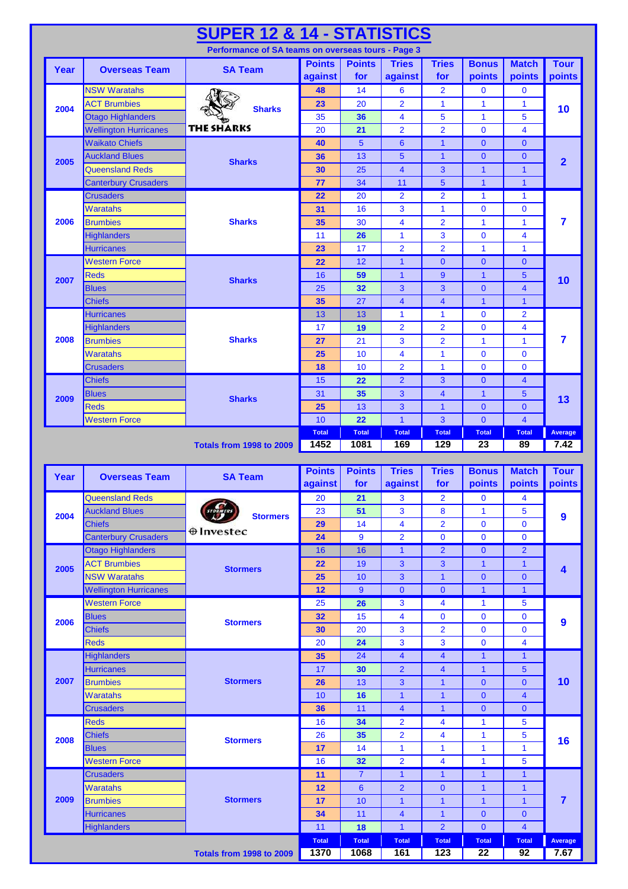# SUPER 12 & 14 - STATISTICS

**Performance of SA teams on overseas tours - Page 3**

| Year | Overseas Team | SA Team | Points against | Points for | Tries against | Tries for | Bonus points | Match points | Tour points |
|---|---|---|---|---|---|---|---|---|---|
| 2004 | NSW Waratahs | Sharks | 48 | 14 | 6 | 2 | 0 | 0 | 10 |
| | ACT Brumbies | | 23 | 20 | 2 | 1 | 1 | 1 | |
| | Otago Highlanders | | 35 | 36 | 4 | 5 | 1 | 5 | |
| | Wellington Hurricanes | | 20 | 21 | 2 | 2 | 0 | 4 | |
| 2005 | Waikato Chiefs | Sharks | 40 | 5 | 6 | 1 | 0 | 0 | 2 |
| | Auckland Blues | | 36 | 13 | 5 | 1 | 0 | 0 | |
| | Queensland Reds | | 30 | 25 | 4 | 3 | 1 | 1 | |
| | Canterbury Crusaders | | 77 | 34 | 11 | 5 | 1 | 1 | |
| 2006 | Crusaders | Sharks | 22 | 20 | 2 | 2 | 1 | 1 | 7 |
| | Waratahs | | 31 | 16 | 3 | 1 | 0 | 0 | |
| | Brumbies | | 35 | 30 | 4 | 2 | 1 | 1 | |
| | Highlanders | | 11 | 26 | 1 | 3 | 0 | 4 | |
| | Hurricanes | | 23 | 17 | 2 | 2 | 1 | 1 | |
| 2007 | Western Force | Sharks | 22 | 12 | 1 | 0 | 0 | 0 | 10 |
| | Reds | | 16 | 59 | 1 | 9 | 1 | 5 | |
| | Blues | | 25 | 32 | 3 | 3 | 0 | 4 | |
| | Chiefs | | 35 | 27 | 4 | 4 | 1 | 1 | |
| 2008 | Hurricanes | Sharks | 13 | 13 | 1 | 1 | 0 | 2 | 7 |
| | Highlanders | | 17 | 19 | 2 | 2 | 0 | 4 | |
| | Brumbies | | 27 | 21 | 3 | 2 | 1 | 1 | |
| | Waratahs | | 25 | 10 | 4 | 1 | 0 | 0 | |
| | Crusaders | | 18 | 10 | 2 | 1 | 0 | 0 | |
| 2009 | Chiefs | Sharks | 15 | 22 | 2 | 3 | 0 | 4 | 13 |
| | Blues | | 31 | 35 | 3 | 4 | 1 | 5 | |
| | Reds | | 25 | 13 | 3 | 1 | 0 | 0 | |
| | Western Force | | 10 | 22 | 1 | 3 | 0 | 4 | |
| | | | Total | Total | Total | Total | Total | Total | Average |
| | | Totals from 1998 to 2009 | 1452 | 1081 | 169 | 129 | 23 | 89 | 7.42 |

| Year | Overseas Team | SA Team | Points against | Points for | Tries against | Tries for | Bonus points | Match points | Tour points |
|---|---|---|---|---|---|---|---|---|---|
| 2004 | Queensland Reds | Stormers | 20 | 21 | 3 | 2 | 0 | 4 | 9 |
| | Auckland Blues | | 23 | 51 | 3 | 8 | 1 | 5 | |
| | Chiefs | | 29 | 14 | 4 | 2 | 0 | 0 | |
| | Canterbury Crusaders | | 24 | 9 | 2 | 0 | 0 | 0 | |
| 2005 | Otago Highlanders | Stormers | 16 | 16 | 1 | 2 | 0 | 2 | 4 |
| | ACT Brumbies | | 22 | 19 | 3 | 3 | 1 | 1 | |
| | NSW Waratahs | | 25 | 10 | 3 | 1 | 0 | 0 | |
| | Wellington Hurricanes | | 12 | 9 | 0 | 0 | 1 | 1 | |
| 2006 | Western Force | Stormers | 25 | 26 | 3 | 4 | 1 | 5 | 9 |
| | Blues | | 32 | 15 | 4 | 0 | 0 | 0 | |
| | Chiefs | | 30 | 20 | 3 | 2 | 0 | 0 | |
| | Reds | | 20 | 24 | 3 | 3 | 0 | 4 | |
| 2007 | Highlanders | Stormers | 35 | 24 | 4 | 4 | 1 | 1 | 10 |
| | Hurricanes | | 17 | 30 | 2 | 4 | 1 | 5 | |
| | Brumbies | | 26 | 13 | 3 | 1 | 0 | 0 | |
| | Waratahs | | 10 | 16 | 1 | 1 | 0 | 4 | |
| | Crusaders | | 36 | 11 | 4 | 1 | 0 | 0 | |
| 2008 | Reds | Stormers | 16 | 34 | 2 | 4 | 1 | 5 | 16 |
| | Chiefs | | 26 | 35 | 2 | 4 | 1 | 5 | |
| | Blues | | 17 | 14 | 1 | 1 | 1 | 1 | |
| | Western Force | | 16 | 32 | 2 | 4 | 1 | 5 | |
| 2009 | Crusaders | Stormers | 11 | 7 | 1 | 1 | 1 | 1 | 7 |
| | Waratahs | | 12 | 6 | 2 | 0 | 1 | 1 | |
| | Brumbies | | 17 | 10 | 1 | 1 | 1 | 1 | |
| | Hurricanes | | 34 | 11 | 4 | 1 | 0 | 0 | |
| | Highlanders | | 11 | 18 | 1 | 2 | 0 | 4 | |
| | | | Total | Total | Total | Total | Total | Total | Average |
| | | Totals from 1998 to 2009 | 1370 | 1068 | 161 | 123 | 22 | 92 | 7.67 |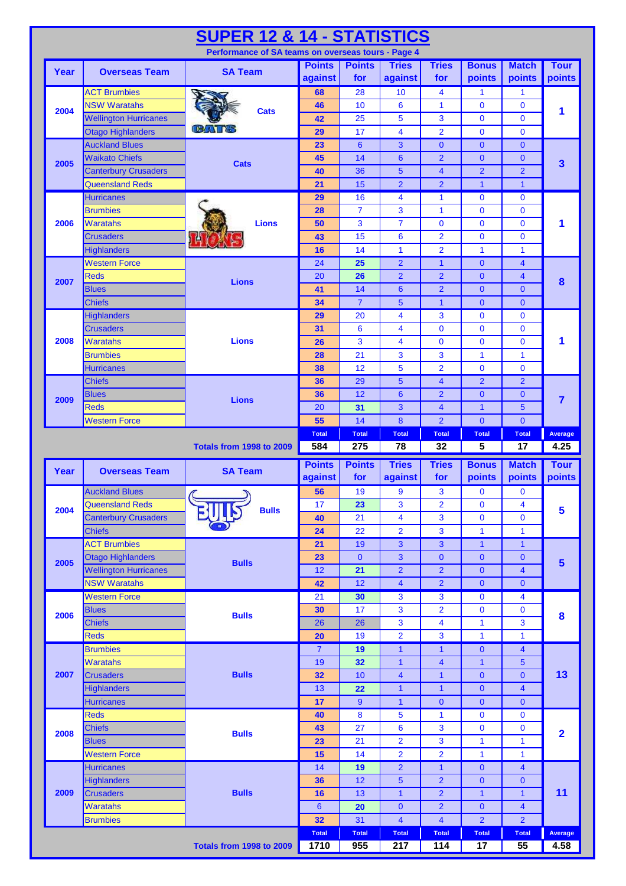# SUPER 12 & 14 - STATISTICS

### Performance of SA teams on overseas tours - Page 4

| Year | Overseas Team | SA Team | Points against | Points for | Tries against | Tries for | Bonus points | Match points | Tour points |
|---|---|---|---|---|---|---|---|---|---|
| 2004 | ACT Brumbies | Cats | 68 | 28 | 10 | 4 | 1 | 1 | 1 |
| | NSW Waratahs | | 46 | 10 | 6 | 1 | 0 | 0 | |
| | Wellington Hurricanes | | 42 | 25 | 5 | 3 | 0 | 0 | |
| | Otago Highlanders | | 29 | 17 | 4 | 2 | 0 | 0 | |
| 2005 | Auckland Blues | Cats | 23 | 6 | 3 | 0 | 0 | 0 | 3 |
| | Waikato Chiefs | | 45 | 14 | 6 | 2 | 0 | 0 | |
| | Canterbury Crusaders | | 40 | 36 | 5 | 4 | 2 | 2 | |
| | Queensland Reds | | 21 | 15 | 2 | 2 | 1 | 1 | |
| 2006 | Hurricanes | Lions | 29 | 16 | 4 | 1 | 0 | 0 | 1 |
| | Brumbies | | 28 | 7 | 3 | 1 | 0 | 0 | |
| | Waratahs | | 50 | 3 | 7 | 0 | 0 | 0 | |
| | Crusaders | | 43 | 15 | 6 | 2 | 0 | 0 | |
| | Highlanders | | 16 | 14 | 1 | 2 | 1 | 1 | |
| 2007 | Western Force | Lions | 24 | 25 | 2 | 1 | 0 | 4 | 8 |
| | Reds | | 20 | 26 | 2 | 2 | 0 | 4 | |
| | Blues | | 41 | 14 | 6 | 2 | 0 | 0 | |
| | Chiefs | | 34 | 7 | 5 | 1 | 0 | 0 | |
| 2008 | Highlanders | Lions | 29 | 20 | 4 | 3 | 0 | 0 | 1 |
| | Crusaders | | 31 | 6 | 4 | 0 | 0 | 0 | |
| | Waratahs | | 26 | 3 | 4 | 0 | 0 | 0 | |
| | Brumbies | | 28 | 21 | 3 | 3 | 1 | 1 | |
| | Hurricanes | | 38 | 12 | 5 | 2 | 0 | 0 | |
| 2009 | Chiefs | Lions | 36 | 29 | 5 | 4 | 2 | 2 | 7 |
| | Blues | | 36 | 12 | 6 | 2 | 0 | 0 | |
| | Reds | | 20 | 31 | 3 | 4 | 1 | 5 | |
| | Western Force | | 55 | 14 | 8 | 2 | 0 | 0 | |
| | | | Total | Total | Total | Total | Total | Total | Average |
| | | Totals from 1998 to 2009 | 584 | 275 | 78 | 32 | 5 | 17 | 4.25 |

| Year | Overseas Team | SA Team | Points against | Points for | Tries against | Tries for | Bonus points | Match points | Tour points |
|---|---|---|---|---|---|---|---|---|---|
| 2004 | Auckland Blues | Bulls | 56 | 19 | 9 | 3 | 0 | 0 | 5 |
| | Queensland Reds | | 17 | 23 | 3 | 2 | 0 | 4 | |
| | Canterbury Crusaders | | 40 | 21 | 4 | 3 | 0 | 0 | |
| | Chiefs | | 24 | 22 | 2 | 3 | 1 | 1 | |
| 2005 | ACT Brumbies | Bulls | 21 | 19 | 3 | 3 | 1 | 1 | 5 |
| | Otago Highlanders | | 23 | 0 | 3 | 0 | 0 | 0 | |
| | Wellington Hurricanes | | 12 | 21 | 2 | 2 | 0 | 4 | |
| | NSW Waratahs | | 42 | 12 | 4 | 2 | 0 | 0 | |
| 2006 | Western Force | Bulls | 21 | 30 | 3 | 3 | 0 | 4 | 8 |
| | Blues | | 30 | 17 | 3 | 2 | 0 | 0 | |
| | Chiefs | | 26 | 26 | 3 | 4 | 1 | 3 | |
| | Reds | | 20 | 19 | 2 | 3 | 1 | 1 | |
| 2007 | Brumbies | Bulls | 7 | 19 | 1 | 1 | 0 | 4 | 13 |
| | Waratahs | | 19 | 32 | 1 | 4 | 1 | 5 | |
| | Crusaders | | 32 | 10 | 4 | 1 | 0 | 0 | |
| | Highlanders | | 13 | 22 | 1 | 1 | 0 | 4 | |
| | Hurricanes | | 17 | 9 | 1 | 0 | 0 | 0 | |
| 2008 | Reds | Bulls | 40 | 8 | 5 | 1 | 0 | 0 | 2 |
| | Chiefs | | 43 | 27 | 6 | 3 | 0 | 0 | |
| | Blues | | 23 | 21 | 2 | 3 | 1 | 1 | |
| | Western Force | | 15 | 14 | 2 | 2 | 1 | 1 | |
| 2009 | Hurricanes | Bulls | 14 | 19 | 2 | 1 | 0 | 4 | 11 |
| | Highlanders | | 36 | 12 | 5 | 2 | 0 | 0 | |
| | Crusaders | | 16 | 13 | 1 | 2 | 1 | 1 | |
| | Waratahs | | 6 | 20 | 0 | 2 | 0 | 4 | |
| | Brumbies | | 32 | 31 | 4 | 4 | 2 | 2 | |
| | | | Total | Total | Total | Total | Total | Total | Average |
| | | Totals from 1998 to 2009 | 1710 | 955 | 217 | 114 | 17 | 55 | 4.58 |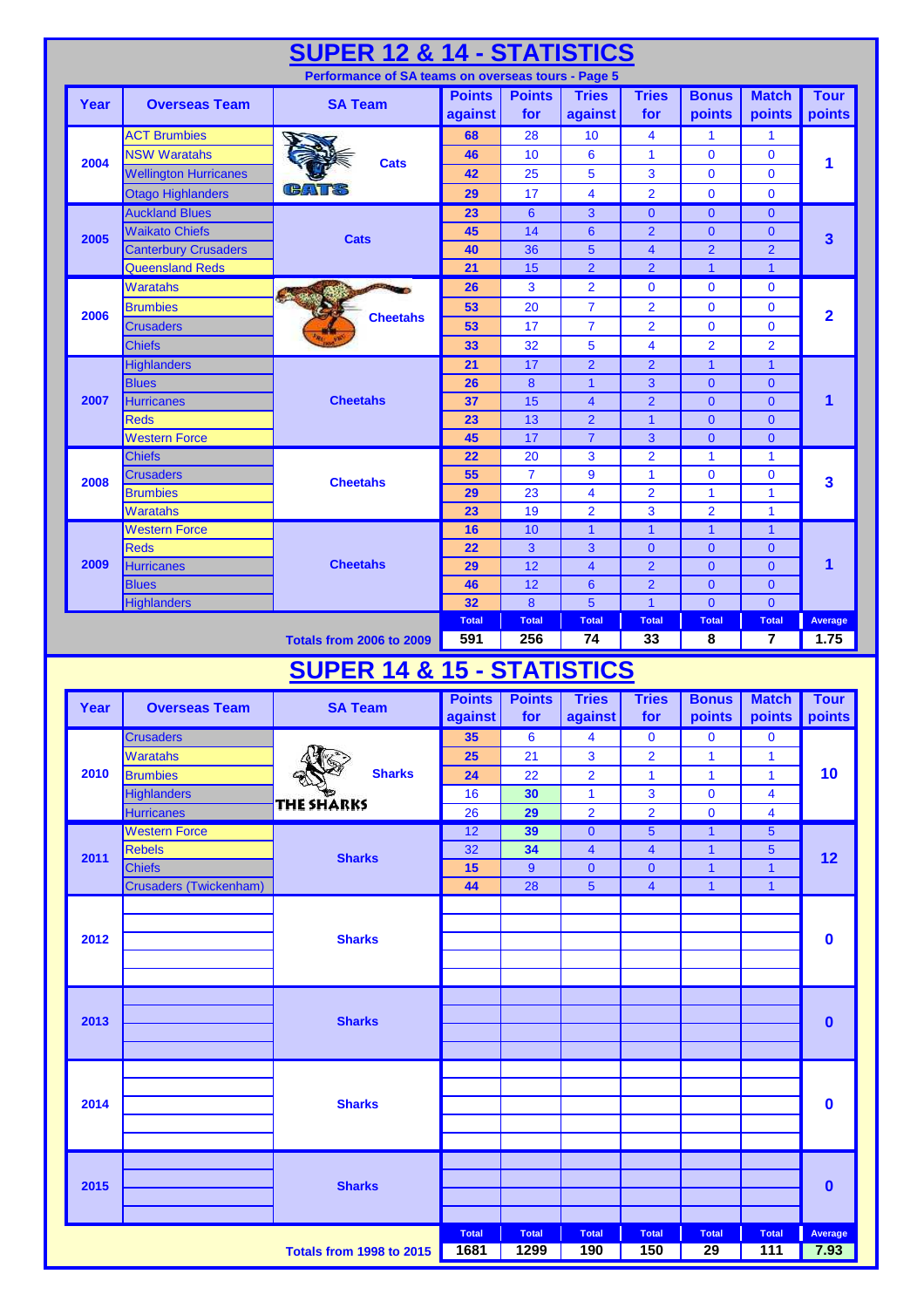# SUPER 12 & 14 - STATISTICS

**Performance of SA teams on overseas tours - Page 5**

| Year | Overseas Team | SA Team | Points against | Points for | Tries against | Tries for | Bonus points | Match points | Tour points |
|---|---|---|---|---|---|---|---|---|---|
| 2004 | ACT Brumbies | Cats | 68 | 28 | 10 | 4 | 1 | 1 | 1 |
| | NSW Waratahs | | 46 | 10 | 6 | 1 | 0 | 0 | |
| | Wellington Hurricanes | | 42 | 25 | 5 | 3 | 0 | 0 | |
| | Otago Highlanders | | 29 | 17 | 4 | 2 | 0 | 0 | |
| 2005 | Auckland Blues | Cats | 23 | 6 | 3 | 0 | 0 | 0 | 3 |
| | Waikato Chiefs | | 45 | 14 | 6 | 2 | 0 | 0 | |
| | Canterbury Crusaders | | 40 | 36 | 5 | 4 | 2 | 2 | |
| | Queensland Reds | | 21 | 15 | 2 | 2 | 1 | 1 | |
| 2006 | Waratahs | Cheetahs | 26 | 3 | 2 | 0 | 0 | 0 | 2 |
| | Brumbies | | 53 | 20 | 7 | 2 | 0 | 0 | |
| | Crusaders | | 53 | 17 | 7 | 2 | 0 | 0 | |
| | Chiefs | | 33 | 32 | 5 | 4 | 2 | 2 | |
| 2007 | Highlanders | Cheetahs | 21 | 17 | 2 | 2 | 1 | 1 | 1 |
| | Blues | | 26 | 8 | 1 | 3 | 0 | 0 | |
| | Hurricanes | | 37 | 15 | 4 | 2 | 0 | 0 | |
| | Reds | | 23 | 13 | 2 | 1 | 0 | 0 | |
| | Western Force | | 45 | 17 | 7 | 3 | 0 | 0 | |
| 2008 | Chiefs | Cheetahs | 22 | 20 | 3 | 2 | 1 | 1 | 3 |
| | Crusaders | | 55 | 7 | 9 | 1 | 0 | 0 | |
| | Brumbies | | 29 | 23 | 4 | 2 | 1 | 1 | |
| | Waratahs | | 23 | 19 | 2 | 3 | 2 | 1 | |
| 2009 | Western Force | Cheetahs | 16 | 10 | 1 | 1 | 1 | 1 | 1 |
| | Reds | | 22 | 3 | 3 | 0 | 0 | 0 | |
| | Hurricanes | | 29 | 12 | 4 | 2 | 0 | 0 | |
| | Blues | | 46 | 12 | 6 | 2 | 0 | 0 | |
| | Highlanders | | 32 | 8 | 5 | 1 | 0 | 0 | |
| | | | Total | Total | Total | Total | Total | Total | Average |
| | | Totals from 2006 to 2009 | 591 | 256 | 74 | 33 | 8 | 7 | 1.75 |

# SUPER 14 & 15 - STATISTICS

| Year | Overseas Team | SA Team | Points against | Points for | Tries against | Tries for | Bonus points | Match points | Tour points |
|---|---|---|---|---|---|---|---|---|---|
| 2010 | Crusaders | Sharks | 35 | 6 | 4 | 0 | 0 | 0 | 10 |
| | Waratahs | | 25 | 21 | 3 | 2 | 1 | 1 | |
| | Brumbies | | 24 | 22 | 2 | 1 | 1 | 1 | |
| | Highlanders | | 16 | 30 | 1 | 3 | 0 | 4 | |
| | Hurricanes | | 26 | 29 | 2 | 2 | 0 | 4 | |
| 2011 | Western Force | Sharks | 12 | 39 | 0 | 5 | 1 | 5 | 12 |
| | Rebels | | 32 | 34 | 4 | 4 | 1 | 5 | |
| | Chiefs | | 15 | 9 | 0 | 0 | 1 | 1 | |
| | Crusaders (Twickenham) | | 44 | 28 | 5 | 4 | 1 | 1 | |
| 2012 | | Sharks | | | | | | | 0 |
| 2013 | | Sharks | | | | | | | 0 |
| 2014 | | Sharks | | | | | | | 0 |
| 2015 | | Sharks | | | | | | | 0 |
| | | | Total | Total | Total | Total | Total | Total | Average |
| | | Totals from 1998 to 2015 | 1681 | 1299 | 190 | 150 | 29 | 111 | 7.93 |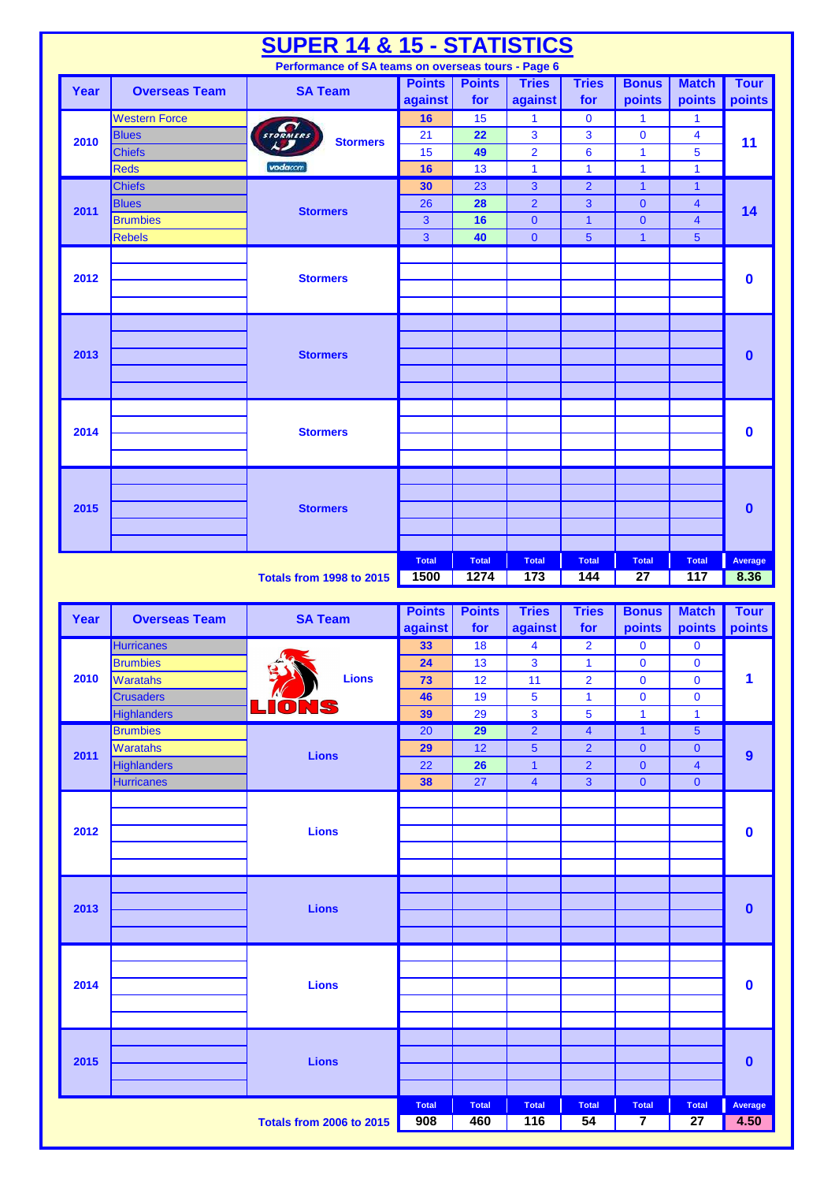# SUPER 14 & 15 - STATISTICS

**Performance of SA teams on overseas tours - Page 6**

| Year | Overseas Team | SA Team | Points against | Points for | Tries against | Tries for | Bonus points | Match points | Tour points |
|---|---|---|---|---|---|---|---|---|---|
| 2010 | Western Force | Stormers | 16 | 15 | 1 | 0 | 1 | 1 | 11 |
| | Blues | | 21 | 22 | 3 | 3 | 0 | 4 | |
| | Chiefs | | 15 | 49 | 2 | 6 | 1 | 5 | |
| | Reds | | 16 | 13 | 1 | 1 | 1 | 1 | |
| 2011 | Chiefs | Stormers | 30 | 23 | 3 | 2 | 1 | 1 | 14 |
| | Blues | | 26 | 28 | 2 | 3 | 0 | 4 | |
| | Brumbies | | 3 | 16 | 0 | 1 | 0 | 4 | |
| | Rebels | | 3 | 40 | 0 | 5 | 1 | 5 | |
| 2012 | | Stormers | | | | | | | 0 |
| 2013 | | Stormers | | | | | | | 0 |
| 2014 | | Stormers | | | | | | | 0 |
| 2015 | | Stormers | | | | | | | 0 |
| | | | Total | Total | Total | Total | Total | Total | Average |
| | | Totals from 1998 to 2015 | 1500 | 1274 | 173 | 144 | 27 | 117 | 8.36 |

| Year | Overseas Team | SA Team | Points against | Points for | Tries against | Tries for | Bonus points | Match points | Tour points |
|---|---|---|---|---|---|---|---|---|---|
| 2010 | Hurricanes | Lions | 33 | 18 | 4 | 2 | 0 | 0 | 1 |
| | Brumbies | | 24 | 13 | 3 | 1 | 0 | 0 | |
| | Waratahs | | 73 | 12 | 11 | 2 | 0 | 0 | |
| | Crusaders | | 46 | 19 | 5 | 1 | 0 | 0 | |
| | Highlanders | | 39 | 29 | 3 | 5 | 1 | 1 | |
| 2011 | Brumbies | Lions | 20 | 29 | 2 | 4 | 1 | 5 | 9 |
| | Waratahs | | 29 | 12 | 5 | 2 | 0 | 0 | |
| | Highlanders | | 22 | 26 | 1 | 2 | 0 | 4 | |
| | Hurricanes | | 38 | 27 | 4 | 3 | 0 | 0 | |
| 2012 | | Lions | | | | | | | 0 |
| 2013 | | Lions | | | | | | | 0 |
| 2014 | | Lions | | | | | | | 0 |
| 2015 | | Lions | | | | | | | 0 |
| | | | Total | Total | Total | Total | Total | Total | Average |
| | | Totals from 2006 to 2015 | 908 | 460 | 116 | 54 | 7 | 27 | 4.50 |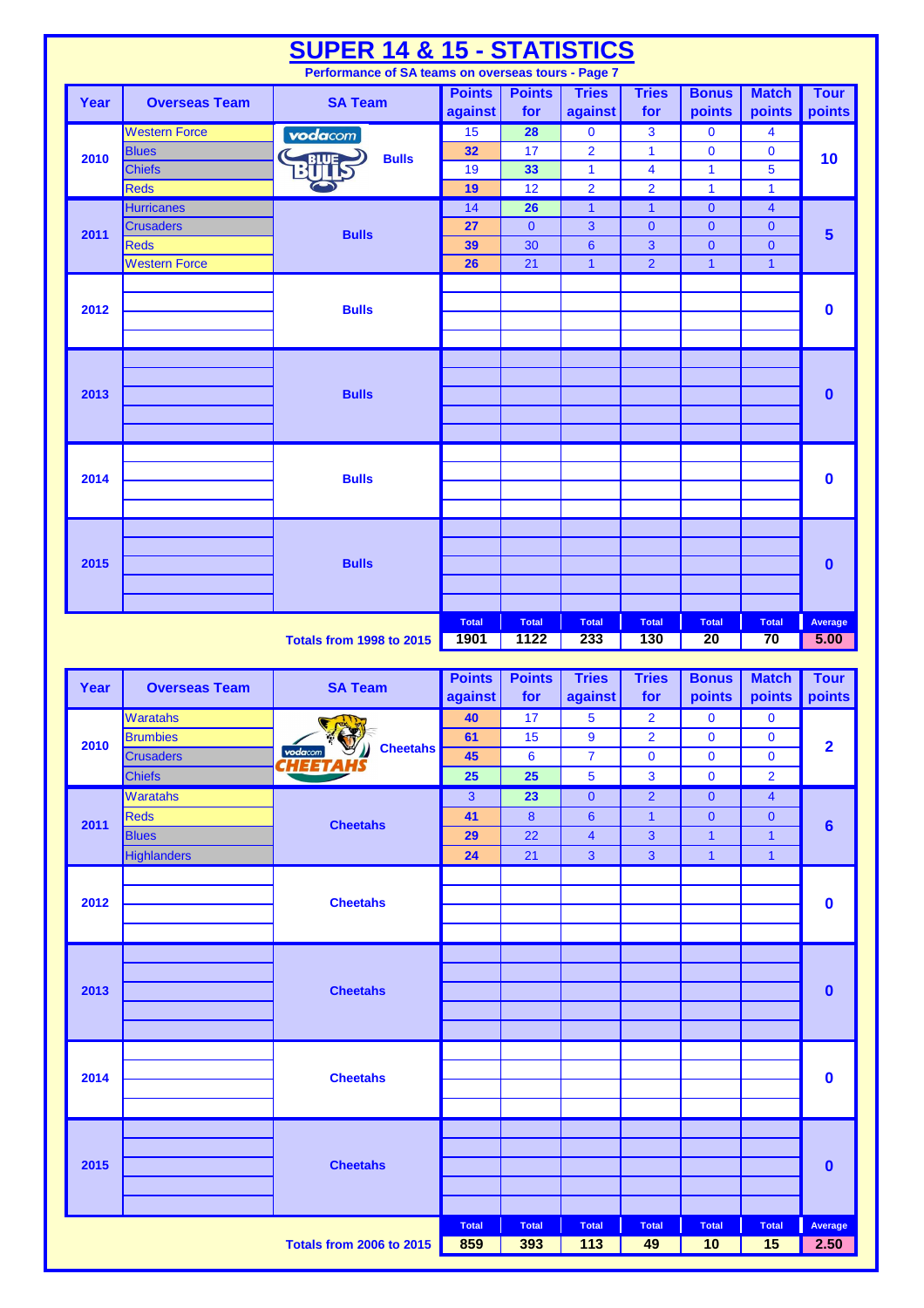# SUPER 14 & 15 - STATISTICS

**Performance of SA teams on overseas tours - Page 7**

| Year | Overseas Team | SA Team | Points against | Points for | Tries against | Tries for | Bonus points | Match points | Tour points |
|---|---|---|---|---|---|---|---|---|---|
| 2010 | Western Force | Bulls | 15 | 28 | 0 | 3 | 0 | 4 | 10 |
| | Blues | | 32 | 17 | 2 | 1 | 0 | 0 | |
| | Chiefs | | 19 | 33 | 1 | 4 | 1 | 5 | |
| | Reds | | 19 | 12 | 2 | 2 | 1 | 1 | |
| 2011 | Hurricanes | Bulls | 14 | 26 | 1 | 1 | 0 | 4 | 5 |
| | Crusaders | | 27 | 0 | 3 | 0 | 0 | 0 | |
| | Reds | | 39 | 30 | 6 | 3 | 0 | 0 | |
| | Western Force | | 26 | 21 | 1 | 2 | 1 | 1 | |
| 2012 | | Bulls | | | | | | | 0 |
| 2013 | | Bulls | | | | | | | 0 |
| 2014 | | Bulls | | | | | | | 0 |
| 2015 | | Bulls | | | | | | | 0 |
| | | | Total | Total | Total | Total | Total | Total | Average |
| | | Totals from 1998 to 2015 | 1901 | 1122 | 233 | 130 | 20 | 70 | 5.00 |

| Year | Overseas Team | SA Team | Points against | Points for | Tries against | Tries for | Bonus points | Match points | Tour points |
|---|---|---|---|---|---|---|---|---|---|
| 2010 | Waratahs | Cheetahs | 40 | 17 | 5 | 2 | 0 | 0 | 2 |
| | Brumbies | | 61 | 15 | 9 | 2 | 0 | 0 | |
| | Crusaders | | 45 | 6 | 7 | 0 | 0 | 0 | |
| | Chiefs | | 25 | 25 | 5 | 3 | 0 | 2 | |
| 2011 | Waratahs | Cheetahs | 3 | 23 | 0 | 2 | 0 | 4 | 6 |
| | Reds | | 41 | 8 | 6 | 1 | 0 | 0 | |
| | Blues | | 29 | 22 | 4 | 3 | 1 | 1 | |
| | Highlanders | | 24 | 21 | 3 | 3 | 1 | 1 | |
| 2012 | | Cheetahs | | | | | | | 0 |
| 2013 | | Cheetahs | | | | | | | 0 |
| 2014 | | Cheetahs | | | | | | | 0 |
| 2015 | | Cheetahs | | | | | | | 0 |
| | | | Total | Total | Total | Total | Total | Total | Average |
| | | Totals from 2006 to 2015 | 859 | 393 | 113 | 49 | 10 | 15 | 2.50 |